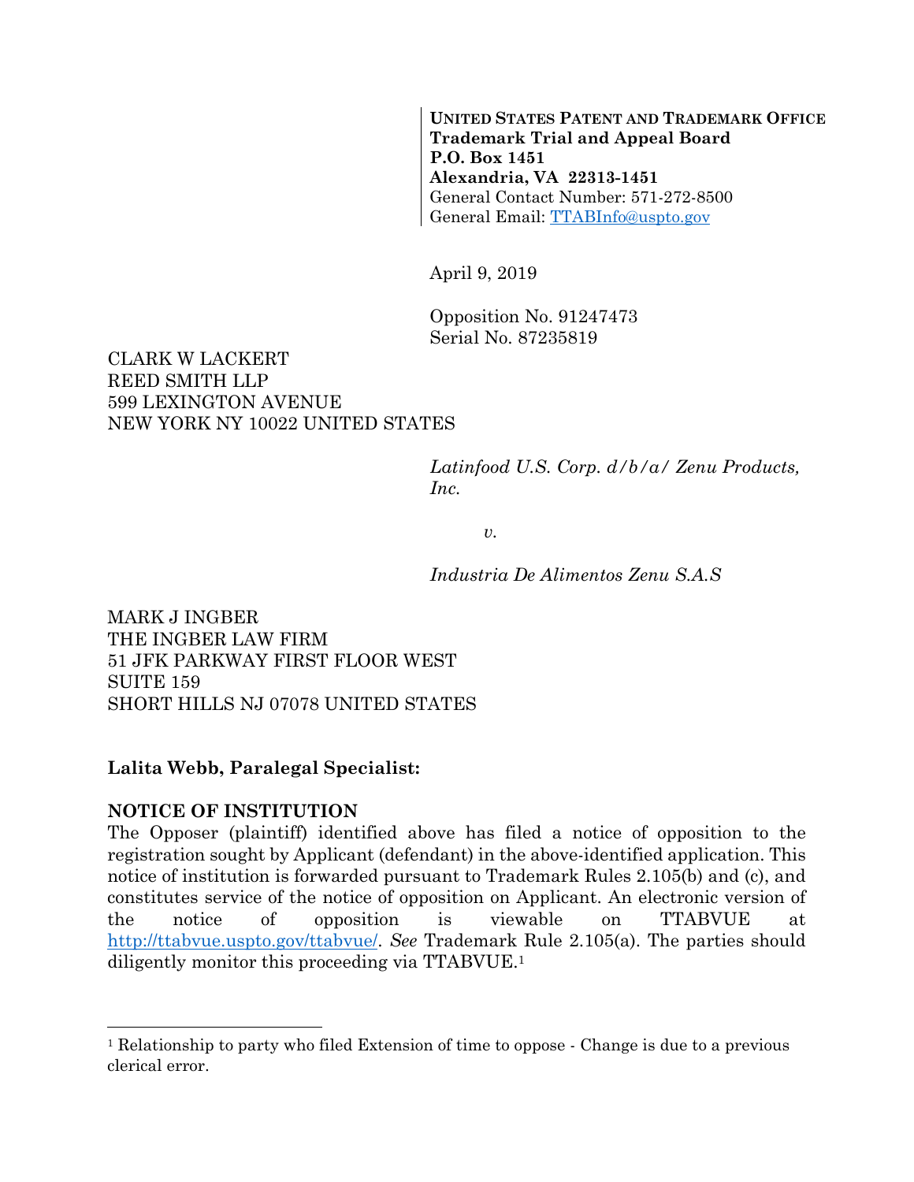**UNITED STATES PATENT AND TRADEMARK OFFICE**
**Trademark Trial and Appeal Board**
**P.O. Box 1451**
**Alexandria, VA 22313-1451**
General Contact Number: 571-272-8500
General Email: TTABInfo@uspto.gov

April 9, 2019

Opposition No. 91247473
Serial No. 87235819

CLARK W LACKERT
REED SMITH LLP
599 LEXINGTON AVENUE
NEW YORK NY 10022 UNITED STATES

*Latinfood U.S. Corp. d/b/a/ Zenu Products, Inc.*

*v.*

*Industria De Alimentos Zenu S.A.S*

MARK J INGBER
THE INGBER LAW FIRM
51 JFK PARKWAY FIRST FLOOR WEST
SUITE 159
SHORT HILLS NJ 07078 UNITED STATES

**Lalita Webb, Paralegal Specialist:**

**NOTICE OF INSTITUTION**

The Opposer (plaintiff) identified above has filed a notice of opposition to the registration sought by Applicant (defendant) in the above-identified application. This notice of institution is forwarded pursuant to Trademark Rules 2.105(b) and (c), and constitutes service of the notice of opposition on Applicant. An electronic version of the notice of opposition is viewable on TTABVUE at http://ttabvue.uspto.gov/ttabvue/. *See* Trademark Rule 2.105(a). The parties should diligently monitor this proceeding via TTABVUE.[1]

---

[1] Relationship to party who filed Extension of time to oppose - Change is due to a previous clerical error.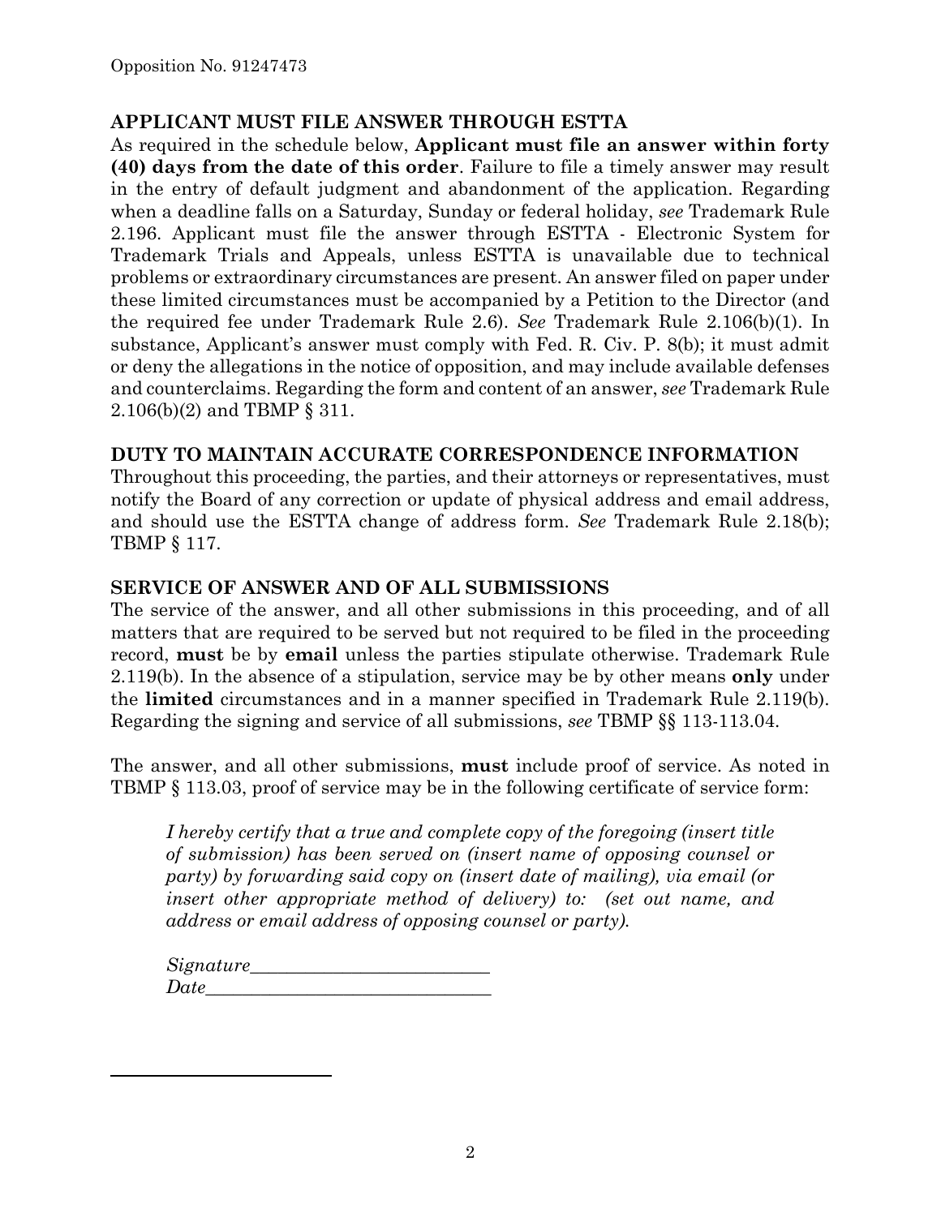## APPLICANT MUST FILE ANSWER THROUGH ESTTA

As required in the schedule below, **Applicant must file an answer within forty (40) days from the date of this order**. Failure to file a timely answer may result in the entry of default judgment and abandonment of the application. Regarding when a deadline falls on a Saturday, Sunday or federal holiday, *see* Trademark Rule 2.196. Applicant must file the answer through ESTTA - Electronic System for Trademark Trials and Appeals, unless ESTTA is unavailable due to technical problems or extraordinary circumstances are present. An answer filed on paper under these limited circumstances must be accompanied by a Petition to the Director (and the required fee under Trademark Rule 2.6). *See* Trademark Rule 2.106(b)(1). In substance, Applicant's answer must comply with Fed. R. Civ. P. 8(b); it must admit or deny the allegations in the notice of opposition, and may include available defenses and counterclaims. Regarding the form and content of an answer, *see* Trademark Rule 2.106(b)(2) and TBMP § 311.

## DUTY TO MAINTAIN ACCURATE CORRESPONDENCE INFORMATION

Throughout this proceeding, the parties, and their attorneys or representatives, must notify the Board of any correction or update of physical address and email address, and should use the ESTTA change of address form. *See* Trademark Rule 2.18(b); TBMP § 117.

## SERVICE OF ANSWER AND OF ALL SUBMISSIONS

The service of the answer, and all other submissions in this proceeding, and of all matters that are required to be served but not required to be filed in the proceeding record, **must** be by **email** unless the parties stipulate otherwise. Trademark Rule 2.119(b). In the absence of a stipulation, service may be by other means **only** under the **limited** circumstances and in a manner specified in Trademark Rule 2.119(b). Regarding the signing and service of all submissions, *see* TBMP §§ 113-113.04.

The answer, and all other submissions, **must** include proof of service. As noted in TBMP § 113.03, proof of service may be in the following certificate of service form:

> *I hereby certify that a true and complete copy of the foregoing (insert title of submission) has been served on (insert name of opposing counsel or party) by forwarding said copy on (insert date of mailing), via email (or insert other appropriate method of delivery) to: (set out name, and address or email address of opposing counsel or party).*
>
> *Signature*__________________________
> *Date*_______________________________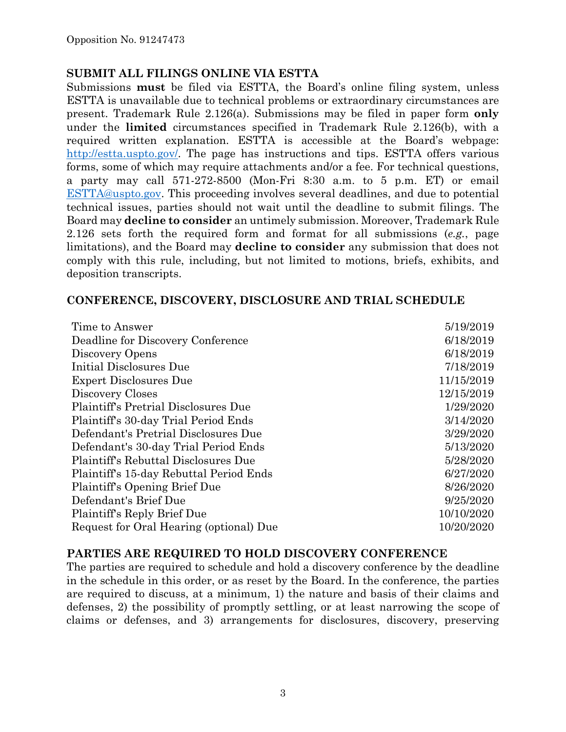## SUBMIT ALL FILINGS ONLINE VIA ESTTA

Submissions **must** be filed via ESTTA, the Board's online filing system, unless ESTTA is unavailable due to technical problems or extraordinary circumstances are present. Trademark Rule 2.126(a). Submissions may be filed in paper form **only** under the **limited** circumstances specified in Trademark Rule 2.126(b), with a required written explanation. ESTTA is accessible at the Board's webpage: http://estta.uspto.gov/. The page has instructions and tips. ESTTA offers various forms, some of which may require attachments and/or a fee. For technical questions, a party may call 571-272-8500 (Mon-Fri 8:30 a.m. to 5 p.m. ET) or email ESTTA@uspto.gov. This proceeding involves several deadlines, and due to potential technical issues, parties should not wait until the deadline to submit filings. The Board may **decline to consider** an untimely submission. Moreover, Trademark Rule 2.126 sets forth the required form and format for all submissions (*e.g.*, page limitations), and the Board may **decline to consider** any submission that does not comply with this rule, including, but not limited to motions, briefs, exhibits, and deposition transcripts.

## CONFERENCE, DISCOVERY, DISCLOSURE AND TRIAL SCHEDULE

| | |
|---|---|
| Time to Answer | 5/19/2019 |
| Deadline for Discovery Conference | 6/18/2019 |
| Discovery Opens | 6/18/2019 |
| Initial Disclosures Due | 7/18/2019 |
| Expert Disclosures Due | 11/15/2019 |
| Discovery Closes | 12/15/2019 |
| Plaintiff's Pretrial Disclosures Due | 1/29/2020 |
| Plaintiff's 30-day Trial Period Ends | 3/14/2020 |
| Defendant's Pretrial Disclosures Due | 3/29/2020 |
| Defendant's 30-day Trial Period Ends | 5/13/2020 |
| Plaintiff's Rebuttal Disclosures Due | 5/28/2020 |
| Plaintiff's 15-day Rebuttal Period Ends | 6/27/2020 |
| Plaintiff's Opening Brief Due | 8/26/2020 |
| Defendant's Brief Due | 9/25/2020 |
| Plaintiff's Reply Brief Due | 10/10/2020 |
| Request for Oral Hearing (optional) Due | 10/20/2020 |

## PARTIES ARE REQUIRED TO HOLD DISCOVERY CONFERENCE

The parties are required to schedule and hold a discovery conference by the deadline in the schedule in this order, or as reset by the Board. In the conference, the parties are required to discuss, at a minimum, 1) the nature and basis of their claims and defenses, 2) the possibility of promptly settling, or at least narrowing the scope of claims or defenses, and 3) arrangements for disclosures, discovery, preserving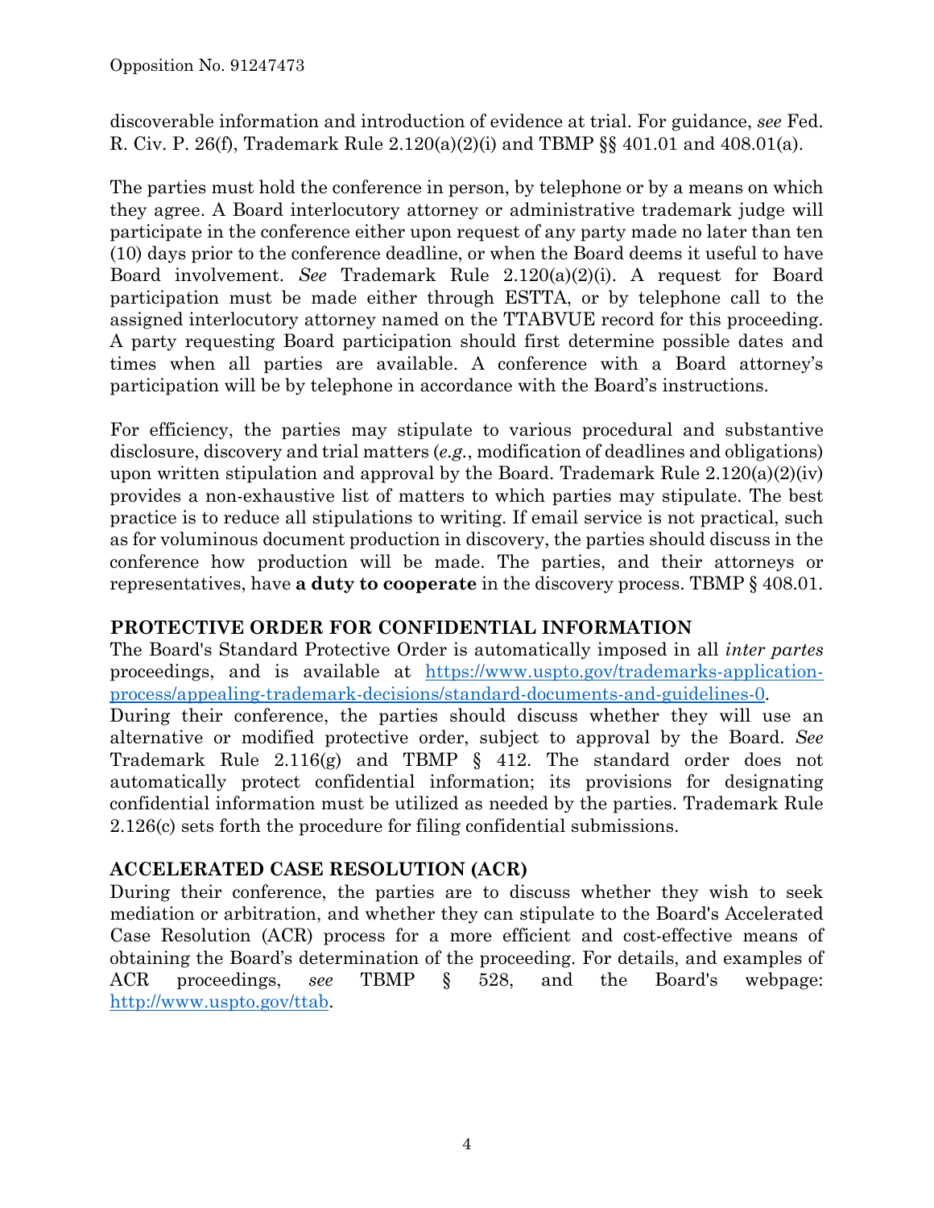discoverable information and introduction of evidence at trial. For guidance, *see* Fed. R. Civ. P. 26(f), Trademark Rule 2.120(a)(2)(i) and TBMP §§ 401.01 and 408.01(a).

The parties must hold the conference in person, by telephone or by a means on which they agree. A Board interlocutory attorney or administrative trademark judge will participate in the conference either upon request of any party made no later than ten (10) days prior to the conference deadline, or when the Board deems it useful to have Board involvement. *See* Trademark Rule 2.120(a)(2)(i). A request for Board participation must be made either through ESTTA, or by telephone call to the assigned interlocutory attorney named on the TTABVUE record for this proceeding. A party requesting Board participation should first determine possible dates and times when all parties are available. A conference with a Board attorney's participation will be by telephone in accordance with the Board's instructions.

For efficiency, the parties may stipulate to various procedural and substantive disclosure, discovery and trial matters (*e.g.*, modification of deadlines and obligations) upon written stipulation and approval by the Board. Trademark Rule 2.120(a)(2)(iv) provides a non-exhaustive list of matters to which parties may stipulate. The best practice is to reduce all stipulations to writing. If email service is not practical, such as for voluminous document production in discovery, the parties should discuss in the conference how production will be made. The parties, and their attorneys or representatives, have **a duty to cooperate** in the discovery process. TBMP § 408.01.

## PROTECTIVE ORDER FOR CONFIDENTIAL INFORMATION

The Board's Standard Protective Order is automatically imposed in all *inter partes* proceedings, and is available at [https://www.uspto.gov/trademarks-application-process/appealing-trademark-decisions/standard-documents-and-guidelines-0](https://www.uspto.gov/trademarks-application-process/appealing-trademark-decisions/standard-documents-and-guidelines-0).
During their conference, the parties should discuss whether they will use an alternative or modified protective order, subject to approval by the Board. *See* Trademark Rule 2.116(g) and TBMP § 412. The standard order does not automatically protect confidential information; its provisions for designating confidential information must be utilized as needed by the parties. Trademark Rule 2.126(c) sets forth the procedure for filing confidential submissions.

## ACCELERATED CASE RESOLUTION (ACR)

During their conference, the parties are to discuss whether they wish to seek mediation or arbitration, and whether they can stipulate to the Board's Accelerated Case Resolution (ACR) process for a more efficient and cost-effective means of obtaining the Board's determination of the proceeding. For details, and examples of ACR proceedings, *see* TBMP § 528, and the Board's webpage: [http://www.uspto.gov/ttab](http://www.uspto.gov/ttab).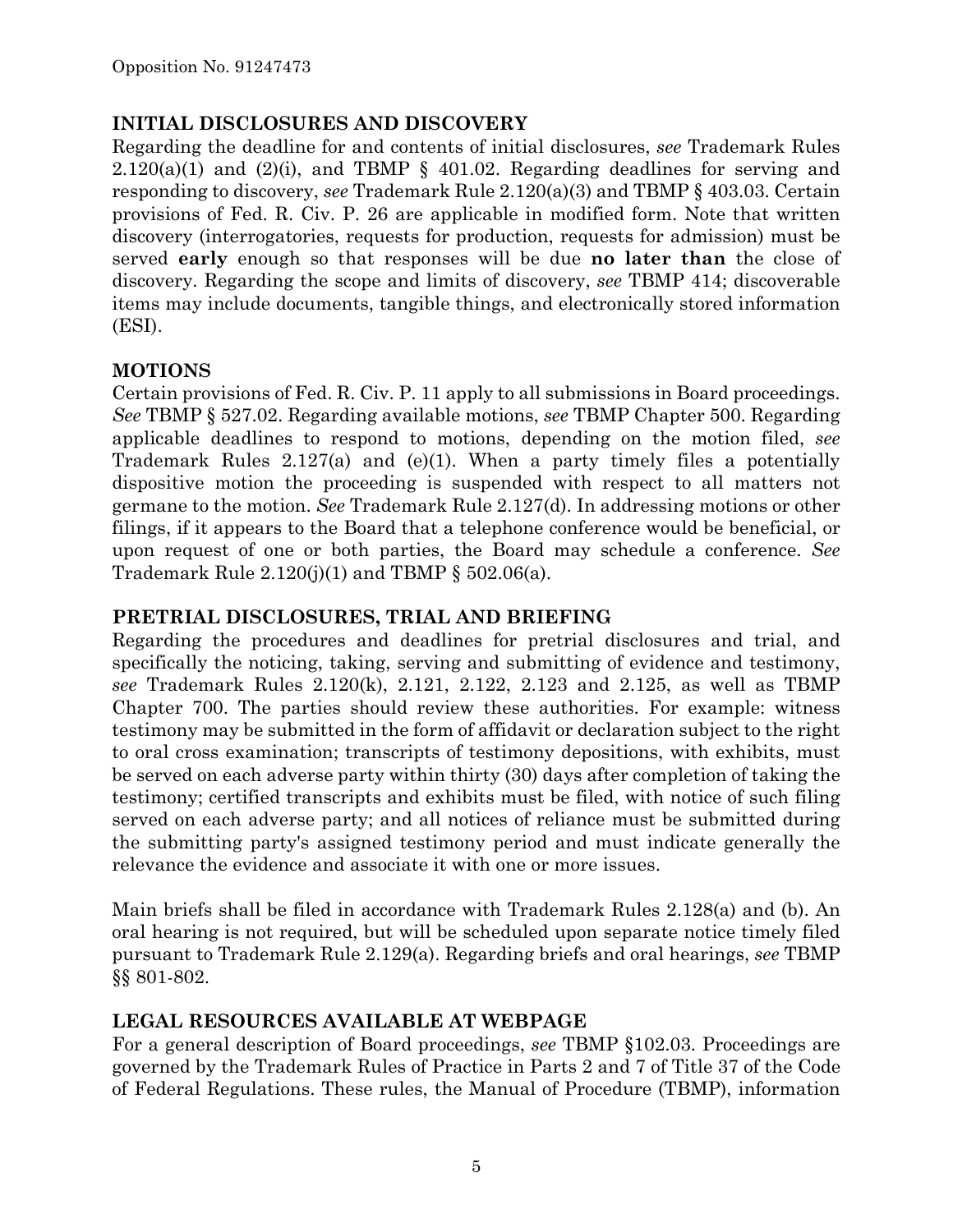## INITIAL DISCLOSURES AND DISCOVERY

Regarding the deadline for and contents of initial disclosures, *see* Trademark Rules 2.120(a)(1) and (2)(i), and TBMP § 401.02. Regarding deadlines for serving and responding to discovery, *see* Trademark Rule 2.120(a)(3) and TBMP § 403.03. Certain provisions of Fed. R. Civ. P. 26 are applicable in modified form. Note that written discovery (interrogatories, requests for production, requests for admission) must be served **early** enough so that responses will be due **no later than** the close of discovery. Regarding the scope and limits of discovery, *see* TBMP 414; discoverable items may include documents, tangible things, and electronically stored information (ESI).

## MOTIONS

Certain provisions of Fed. R. Civ. P. 11 apply to all submissions in Board proceedings. *See* TBMP § 527.02. Regarding available motions, *see* TBMP Chapter 500. Regarding applicable deadlines to respond to motions, depending on the motion filed, *see* Trademark Rules 2.127(a) and (e)(1). When a party timely files a potentially dispositive motion the proceeding is suspended with respect to all matters not germane to the motion. *See* Trademark Rule 2.127(d). In addressing motions or other filings, if it appears to the Board that a telephone conference would be beneficial, or upon request of one or both parties, the Board may schedule a conference. *See* Trademark Rule 2.120(j)(1) and TBMP § 502.06(a).

## PRETRIAL DISCLOSURES, TRIAL AND BRIEFING

Regarding the procedures and deadlines for pretrial disclosures and trial, and specifically the noticing, taking, serving and submitting of evidence and testimony, *see* Trademark Rules 2.120(k), 2.121, 2.122, 2.123 and 2.125, as well as TBMP Chapter 700. The parties should review these authorities. For example: witness testimony may be submitted in the form of affidavit or declaration subject to the right to oral cross examination; transcripts of testimony depositions, with exhibits, must be served on each adverse party within thirty (30) days after completion of taking the testimony; certified transcripts and exhibits must be filed, with notice of such filing served on each adverse party; and all notices of reliance must be submitted during the submitting party's assigned testimony period and must indicate generally the relevance the evidence and associate it with one or more issues.

Main briefs shall be filed in accordance with Trademark Rules 2.128(a) and (b). An oral hearing is not required, but will be scheduled upon separate notice timely filed pursuant to Trademark Rule 2.129(a). Regarding briefs and oral hearings, *see* TBMP §§ 801-802.

## LEGAL RESOURCES AVAILABLE AT WEBPAGE

For a general description of Board proceedings, *see* TBMP §102.03. Proceedings are governed by the Trademark Rules of Practice in Parts 2 and 7 of Title 37 of the Code of Federal Regulations. These rules, the Manual of Procedure (TBMP), information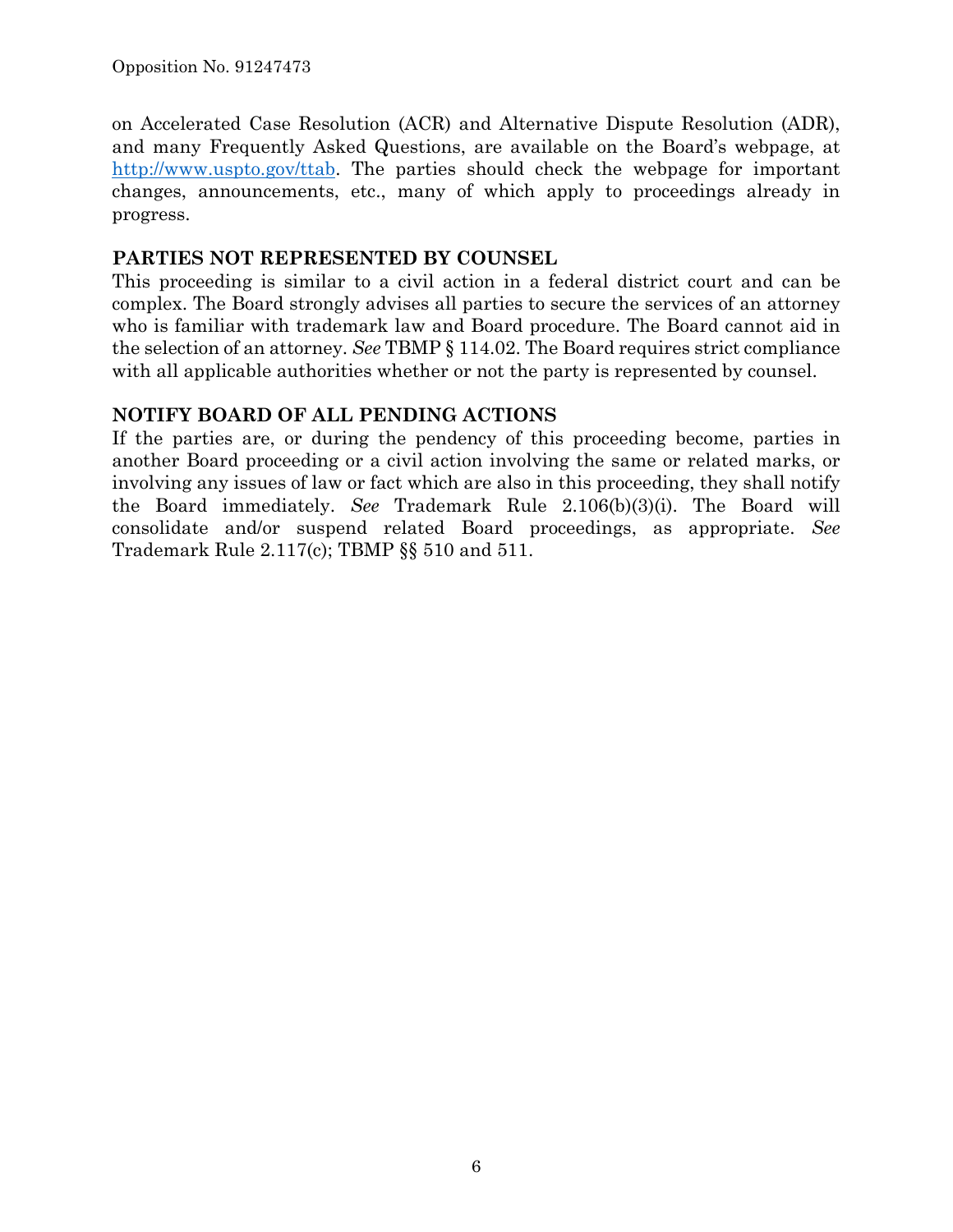on Accelerated Case Resolution (ACR) and Alternative Dispute Resolution (ADR), and many Frequently Asked Questions, are available on the Board's webpage, at http://www.uspto.gov/ttab. The parties should check the webpage for important changes, announcements, etc., many of which apply to proceedings already in progress.

**PARTIES NOT REPRESENTED BY COUNSEL**

This proceeding is similar to a civil action in a federal district court and can be complex. The Board strongly advises all parties to secure the services of an attorney who is familiar with trademark law and Board procedure. The Board cannot aid in the selection of an attorney. *See* TBMP § 114.02. The Board requires strict compliance with all applicable authorities whether or not the party is represented by counsel.

**NOTIFY BOARD OF ALL PENDING ACTIONS**

If the parties are, or during the pendency of this proceeding become, parties in another Board proceeding or a civil action involving the same or related marks, or involving any issues of law or fact which are also in this proceeding, they shall notify the Board immediately. *See* Trademark Rule 2.106(b)(3)(i). The Board will consolidate and/or suspend related Board proceedings, as appropriate. *See* Trademark Rule 2.117(c); TBMP §§ 510 and 511.